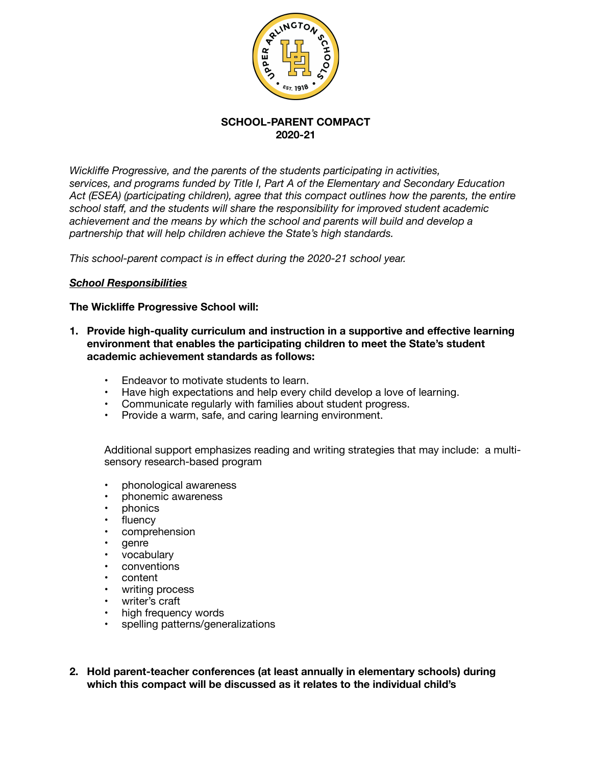# SCHOOL-PARENT COMPACT
## 2020-21

*Wickliffe Progressive, and the parents of the students participating in activities, services, and programs funded by Title I, Part A of the Elementary and Secondary Education Act (ESEA) (participating children), agree that this compact outlines how the parents, the entire school staff, and the students will share the responsibility for improved student academic achievement and the means by which the school and parents will build and develop a partnership that will help children achieve the State's high standards.*

*This school-parent compact is in effect during the 2020-21 school year.*

***School Responsibilities***

**The Wickliffe Progressive School will:**

1. **Provide high-quality curriculum and instruction in a supportive and effective learning environment that enables the participating children to meet the State's student academic achievement standards as follows:**

    - Endeavor to motivate students to learn.
    - Have high expectations and help every child develop a love of learning.
    - Communicate regularly with families about student progress.
    - Provide a warm, safe, and caring learning environment.

    Additional support emphasizes reading and writing strategies that may include: a multi-sensory research-based program

    - phonological awareness
    - phonemic awareness
    - phonics
    - fluency
    - comprehension
    - genre
    - vocabulary
    - conventions
    - content
    - writing process
    - writer's craft
    - high frequency words
    - spelling patterns/generalizations

2. **Hold parent-teacher conferences (at least annually in elementary schools) during which this compact will be discussed as it relates to the individual child's**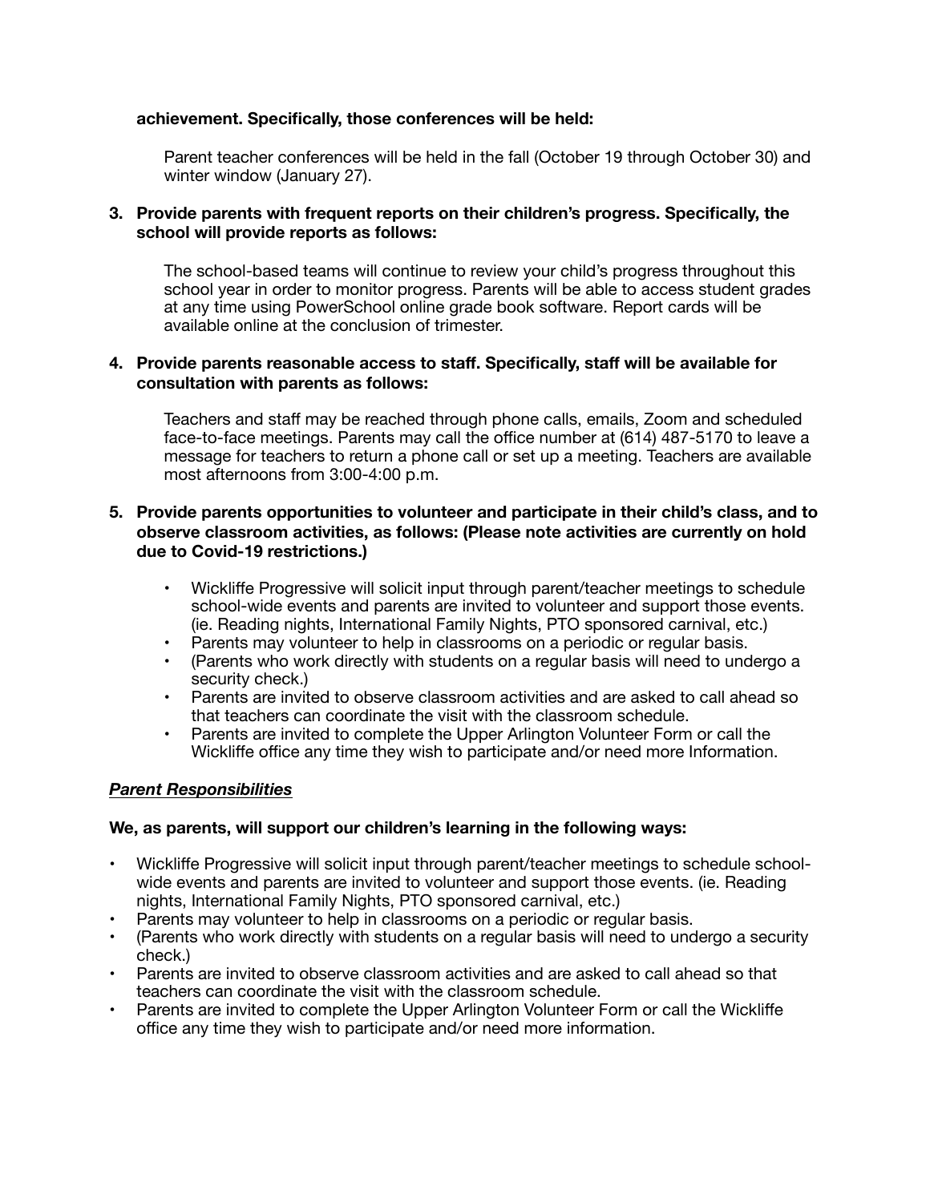**achievement. Specifically, those conferences will be held:**

Parent teacher conferences will be held in the fall (October 19 through October 30) and winter window (January 27).

3. **Provide parents with frequent reports on their children's progress. Specifically, the school will provide reports as follows:**

   The school-based teams will continue to review your child's progress throughout this school year in order to monitor progress. Parents will be able to access student grades at any time using PowerSchool online grade book software. Report cards will be available online at the conclusion of trimester.

4. **Provide parents reasonable access to staff. Specifically, staff will be available for consultation with parents as follows:**

   Teachers and staff may be reached through phone calls, emails, Zoom and scheduled face-to-face meetings. Parents may call the office number at (614) 487-5170 to leave a message for teachers to return a phone call or set up a meeting. Teachers are available most afternoons from 3:00-4:00 p.m.

5. **Provide parents opportunities to volunteer and participate in their child's class, and to observe classroom activities, as follows: (Please note activities are currently on hold due to Covid-19 restrictions.)**

   - Wickliffe Progressive will solicit input through parent/teacher meetings to schedule school-wide events and parents are invited to volunteer and support those events. (ie. Reading nights, International Family Nights, PTO sponsored carnival, etc.)
   - Parents may volunteer to help in classrooms on a periodic or regular basis.
   - (Parents who work directly with students on a regular basis will need to undergo a security check.)
   - Parents are invited to observe classroom activities and are asked to call ahead so that teachers can coordinate the visit with the classroom schedule.
   - Parents are invited to complete the Upper Arlington Volunteer Form or call the Wickliffe office any time they wish to participate and/or need more Information.

***Parent Responsibilities***

**We, as parents, will support our children's learning in the following ways:**

- Wickliffe Progressive will solicit input through parent/teacher meetings to schedule school-wide events and parents are invited to volunteer and support those events. (ie. Reading nights, International Family Nights, PTO sponsored carnival, etc.)
- Parents may volunteer to help in classrooms on a periodic or regular basis.
- (Parents who work directly with students on a regular basis will need to undergo a security check.)
- Parents are invited to observe classroom activities and are asked to call ahead so that teachers can coordinate the visit with the classroom schedule.
- Parents are invited to complete the Upper Arlington Volunteer Form or call the Wickliffe office any time they wish to participate and/or need more information.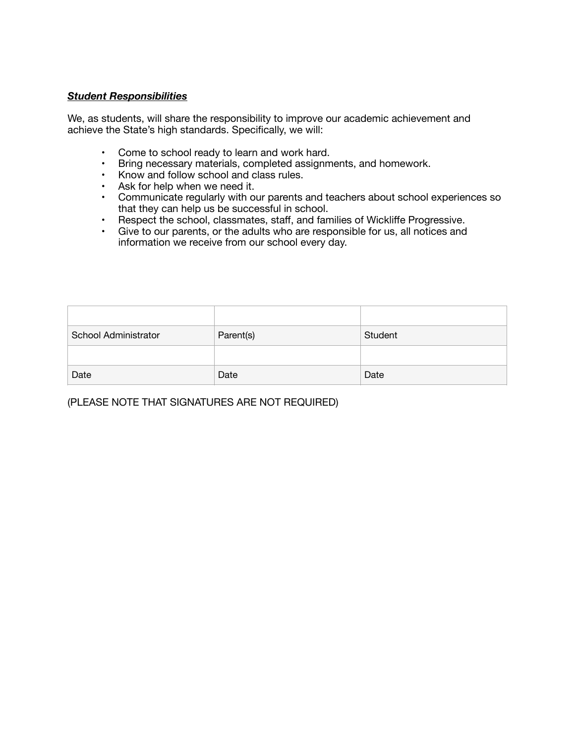***Student Responsibilities***

We, as students, will share the responsibility to improve our academic achievement and achieve the State's high standards. Specifically, we will:

- Come to school ready to learn and work hard.
- Bring necessary materials, completed assignments, and homework.
- Know and follow school and class rules.
- Ask for help when we need it.
- Communicate regularly with our parents and teachers about school experiences so that they can help us be successful in school.
- Respect the school, classmates, staff, and families of Wickliffe Progressive.
- Give to our parents, or the adults who are responsible for us, all notices and information we receive from our school every day.

| | | |
|---|---|---|
| | | |
| School Administrator | Parent(s) | Student |
| | | |
| Date | Date | Date |

(PLEASE NOTE THAT SIGNATURES ARE NOT REQUIRED)